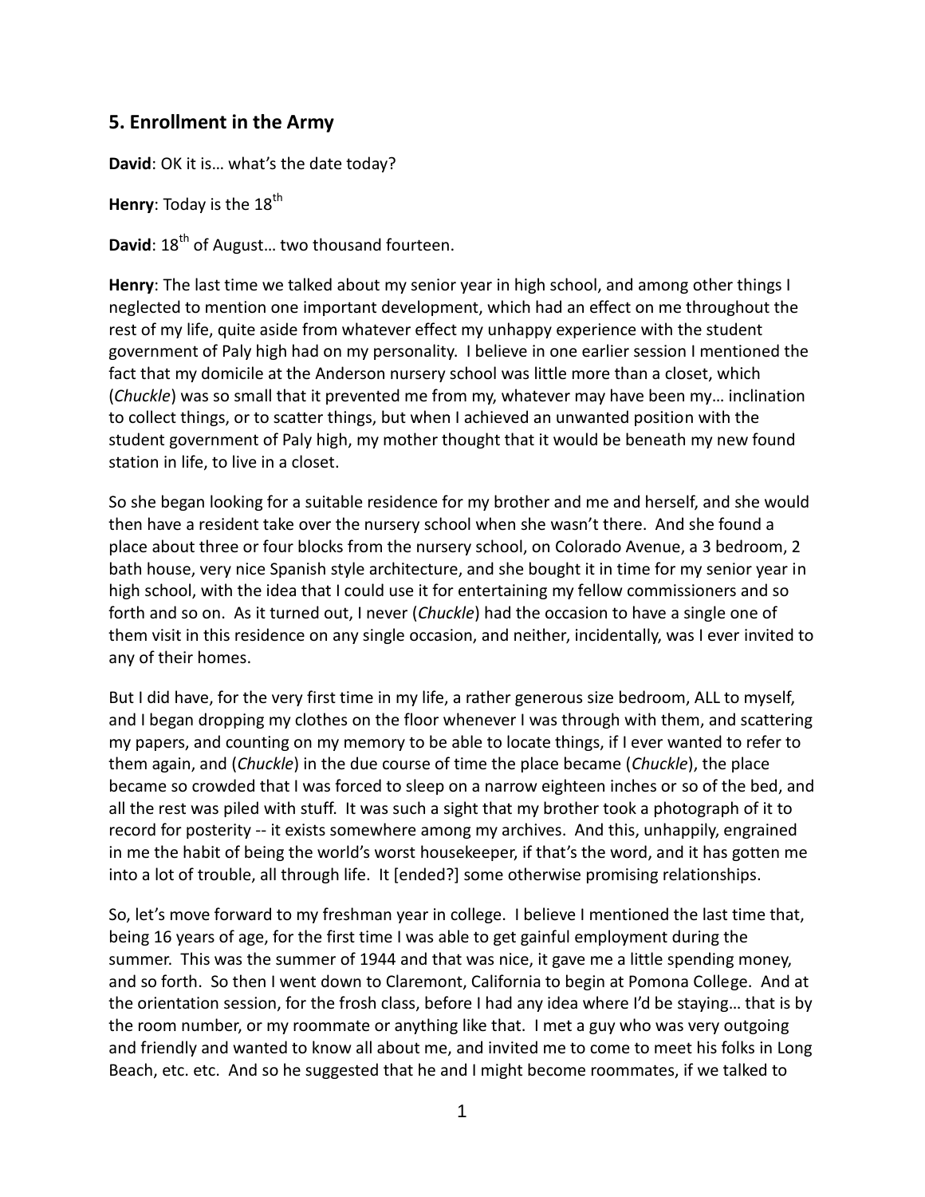## 5. Enrollment in the Army

**David**: OK it is… what's the date today?

**Henry**: Today is the 18th

**David**: 18th of August… two thousand fourteen.

**Henry**: The last time we talked about my senior year in high school, and among other things I neglected to mention one important development, which had an effect on me throughout the rest of my life, quite aside from whatever effect my unhappy experience with the student government of Paly high had on my personality. I believe in one earlier session I mentioned the fact that my domicile at the Anderson nursery school was little more than a closet, which (*Chuckle*) was so small that it prevented me from my, whatever may have been my… inclination to collect things, or to scatter things, but when I achieved an unwanted position with the student government of Paly high, my mother thought that it would be beneath my new found station in life, to live in a closet.

So she began looking for a suitable residence for my brother and me and herself, and she would then have a resident take over the nursery school when she wasn't there. And she found a place about three or four blocks from the nursery school, on Colorado Avenue, a 3 bedroom, 2 bath house, very nice Spanish style architecture, and she bought it in time for my senior year in high school, with the idea that I could use it for entertaining my fellow commissioners and so forth and so on. As it turned out, I never (*Chuckle*) had the occasion to have a single one of them visit in this residence on any single occasion, and neither, incidentally, was I ever invited to any of their homes.

But I did have, for the very first time in my life, a rather generous size bedroom, ALL to myself, and I began dropping my clothes on the floor whenever I was through with them, and scattering my papers, and counting on my memory to be able to locate things, if I ever wanted to refer to them again, and (*Chuckle*) in the due course of time the place became (*Chuckle*), the place became so crowded that I was forced to sleep on a narrow eighteen inches or so of the bed, and all the rest was piled with stuff. It was such a sight that my brother took a photograph of it to record for posterity -- it exists somewhere among my archives. And this, unhappily, engrained in me the habit of being the world's worst housekeeper, if that's the word, and it has gotten me into a lot of trouble, all through life. It [ended?] some otherwise promising relationships.

So, let's move forward to my freshman year in college. I believe I mentioned the last time that, being 16 years of age, for the first time I was able to get gainful employment during the summer. This was the summer of 1944 and that was nice, it gave me a little spending money, and so forth. So then I went down to Claremont, California to begin at Pomona College. And at the orientation session, for the frosh class, before I had any idea where I'd be staying… that is by the room number, or my roommate or anything like that. I met a guy who was very outgoing and friendly and wanted to know all about me, and invited me to come to meet his folks in Long Beach, etc. etc. And so he suggested that he and I might become roommates, if we talked to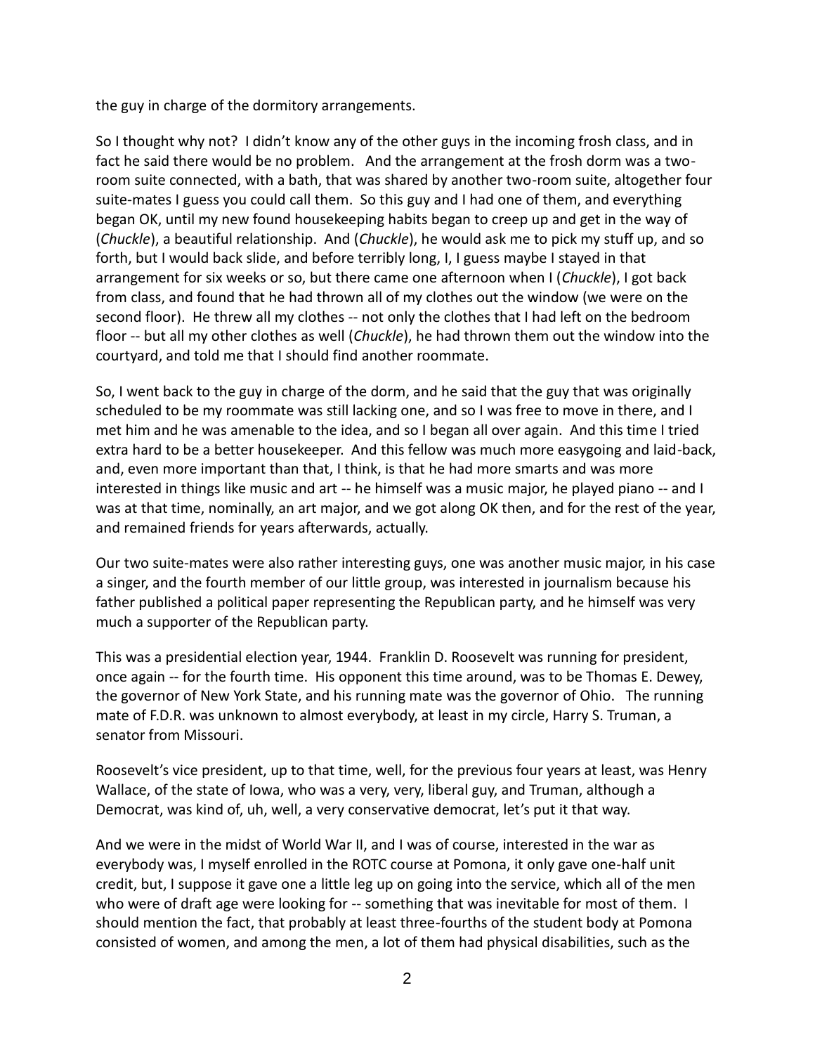the guy in charge of the dormitory arrangements.

So I thought why not? I didn't know any of the other guys in the incoming frosh class, and in fact he said there would be no problem. And the arrangement at the frosh dorm was a two-room suite connected, with a bath, that was shared by another two-room suite, altogether four suite-mates I guess you could call them. So this guy and I had one of them, and everything began OK, until my new found housekeeping habits began to creep up and get in the way of (*Chuckle*), a beautiful relationship. And (*Chuckle*), he would ask me to pick my stuff up, and so forth, but I would back slide, and before terribly long, I, I guess maybe I stayed in that arrangement for six weeks or so, but there came one afternoon when I (*Chuckle*), I got back from class, and found that he had thrown all of my clothes out the window (we were on the second floor). He threw all my clothes -- not only the clothes that I had left on the bedroom floor -- but all my other clothes as well (*Chuckle*), he had thrown them out the window into the courtyard, and told me that I should find another roommate.

So, I went back to the guy in charge of the dorm, and he said that the guy that was originally scheduled to be my roommate was still lacking one, and so I was free to move in there, and I met him and he was amenable to the idea, and so I began all over again. And this time I tried extra hard to be a better housekeeper. And this fellow was much more easygoing and laid-back, and, even more important than that, I think, is that he had more smarts and was more interested in things like music and art -- he himself was a music major, he played piano -- and I was at that time, nominally, an art major, and we got along OK then, and for the rest of the year, and remained friends for years afterwards, actually.

Our two suite-mates were also rather interesting guys, one was another music major, in his case a singer, and the fourth member of our little group, was interested in journalism because his father published a political paper representing the Republican party, and he himself was very much a supporter of the Republican party.

This was a presidential election year, 1944. Franklin D. Roosevelt was running for president, once again -- for the fourth time. His opponent this time around, was to be Thomas E. Dewey, the governor of New York State, and his running mate was the governor of Ohio. The running mate of F.D.R. was unknown to almost everybody, at least in my circle, Harry S. Truman, a senator from Missouri.

Roosevelt's vice president, up to that time, well, for the previous four years at least, was Henry Wallace, of the state of Iowa, who was a very, very, liberal guy, and Truman, although a Democrat, was kind of, uh, well, a very conservative democrat, let's put it that way.

And we were in the midst of World War II, and I was of course, interested in the war as everybody was, I myself enrolled in the ROTC course at Pomona, it only gave one-half unit credit, but, I suppose it gave one a little leg up on going into the service, which all of the men who were of draft age were looking for -- something that was inevitable for most of them. I should mention the fact, that probably at least three-fourths of the student body at Pomona consisted of women, and among the men, a lot of them had physical disabilities, such as the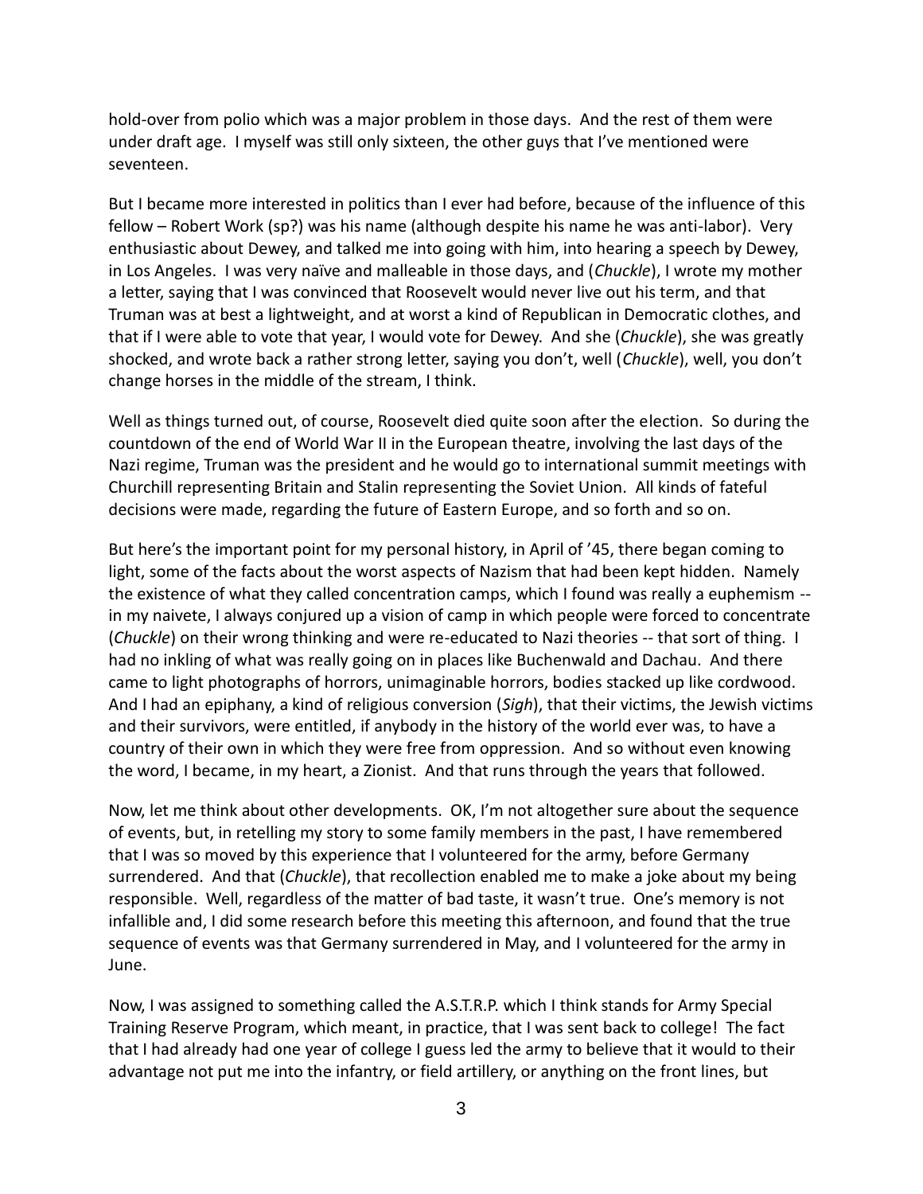hold-over from polio which was a major problem in those days. And the rest of them were under draft age. I myself was still only sixteen, the other guys that I've mentioned were seventeen.

But I became more interested in politics than I ever had before, because of the influence of this fellow – Robert Work (sp?) was his name (although despite his name he was anti-labor). Very enthusiastic about Dewey, and talked me into going with him, into hearing a speech by Dewey, in Los Angeles. I was very naïve and malleable in those days, and (*Chuckle*), I wrote my mother a letter, saying that I was convinced that Roosevelt would never live out his term, and that Truman was at best a lightweight, and at worst a kind of Republican in Democratic clothes, and that if I were able to vote that year, I would vote for Dewey. And she (*Chuckle*), she was greatly shocked, and wrote back a rather strong letter, saying you don't, well (*Chuckle*), well, you don't change horses in the middle of the stream, I think.

Well as things turned out, of course, Roosevelt died quite soon after the election. So during the countdown of the end of World War II in the European theatre, involving the last days of the Nazi regime, Truman was the president and he would go to international summit meetings with Churchill representing Britain and Stalin representing the Soviet Union. All kinds of fateful decisions were made, regarding the future of Eastern Europe, and so forth and so on.

But here's the important point for my personal history, in April of '45, there began coming to light, some of the facts about the worst aspects of Nazism that had been kept hidden. Namely the existence of what they called concentration camps, which I found was really a euphemism -- in my naivete, I always conjured up a vision of camp in which people were forced to concentrate (*Chuckle*) on their wrong thinking and were re-educated to Nazi theories -- that sort of thing. I had no inkling of what was really going on in places like Buchenwald and Dachau. And there came to light photographs of horrors, unimaginable horrors, bodies stacked up like cordwood. And I had an epiphany, a kind of religious conversion (*Sigh*), that their victims, the Jewish victims and their survivors, were entitled, if anybody in the history of the world ever was, to have a country of their own in which they were free from oppression. And so without even knowing the word, I became, in my heart, a Zionist. And that runs through the years that followed.

Now, let me think about other developments. OK, I'm not altogether sure about the sequence of events, but, in retelling my story to some family members in the past, I have remembered that I was so moved by this experience that I volunteered for the army, before Germany surrendered. And that (*Chuckle*), that recollection enabled me to make a joke about my being responsible. Well, regardless of the matter of bad taste, it wasn't true. One's memory is not infallible and, I did some research before this meeting this afternoon, and found that the true sequence of events was that Germany surrendered in May, and I volunteered for the army in June.

Now, I was assigned to something called the A.S.T.R.P. which I think stands for Army Special Training Reserve Program, which meant, in practice, that I was sent back to college! The fact that I had already had one year of college I guess led the army to believe that it would to their advantage not put me into the infantry, or field artillery, or anything on the front lines, but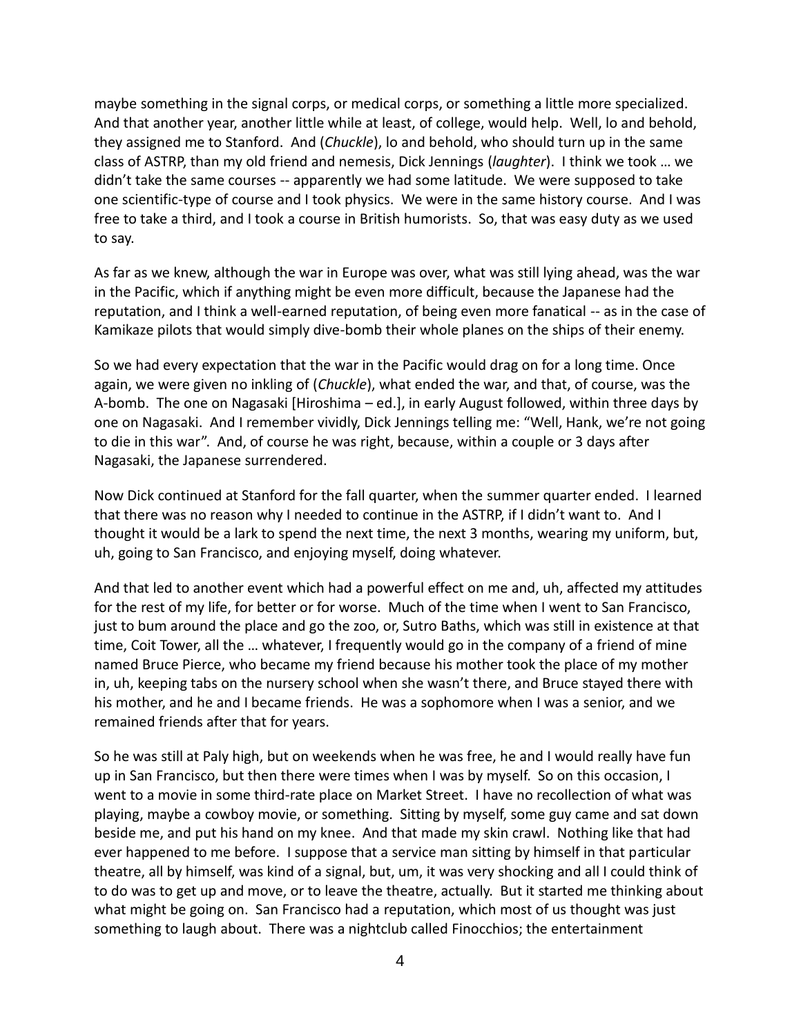maybe something in the signal corps, or medical corps, or something a little more specialized. And that another year, another little while at least, of college, would help. Well, lo and behold, they assigned me to Stanford. And (*Chuckle*), lo and behold, who should turn up in the same class of ASTRP, than my old friend and nemesis, Dick Jennings (*laughter*). I think we took … we didn't take the same courses -- apparently we had some latitude. We were supposed to take one scientific-type of course and I took physics. We were in the same history course. And I was free to take a third, and I took a course in British humorists. So, that was easy duty as we used to say.

As far as we knew, although the war in Europe was over, what was still lying ahead, was the war in the Pacific, which if anything might be even more difficult, because the Japanese had the reputation, and I think a well-earned reputation, of being even more fanatical -- as in the case of Kamikaze pilots that would simply dive-bomb their whole planes on the ships of their enemy.

So we had every expectation that the war in the Pacific would drag on for a long time. Once again, we were given no inkling of (*Chuckle*), what ended the war, and that, of course, was the A-bomb. The one on Nagasaki [Hiroshima – ed.], in early August followed, within three days by one on Nagasaki. And I remember vividly, Dick Jennings telling me: "Well, Hank, we're not going to die in this war". And, of course he was right, because, within a couple or 3 days after Nagasaki, the Japanese surrendered.

Now Dick continued at Stanford for the fall quarter, when the summer quarter ended. I learned that there was no reason why I needed to continue in the ASTRP, if I didn't want to. And I thought it would be a lark to spend the next time, the next 3 months, wearing my uniform, but, uh, going to San Francisco, and enjoying myself, doing whatever.

And that led to another event which had a powerful effect on me and, uh, affected my attitudes for the rest of my life, for better or for worse. Much of the time when I went to San Francisco, just to bum around the place and go the zoo, or, Sutro Baths, which was still in existence at that time, Coit Tower, all the … whatever, I frequently would go in the company of a friend of mine named Bruce Pierce, who became my friend because his mother took the place of my mother in, uh, keeping tabs on the nursery school when she wasn't there, and Bruce stayed there with his mother, and he and I became friends. He was a sophomore when I was a senior, and we remained friends after that for years.

So he was still at Paly high, but on weekends when he was free, he and I would really have fun up in San Francisco, but then there were times when I was by myself. So on this occasion, I went to a movie in some third-rate place on Market Street. I have no recollection of what was playing, maybe a cowboy movie, or something. Sitting by myself, some guy came and sat down beside me, and put his hand on my knee. And that made my skin crawl. Nothing like that had ever happened to me before. I suppose that a service man sitting by himself in that particular theatre, all by himself, was kind of a signal, but, um, it was very shocking and all I could think of to do was to get up and move, or to leave the theatre, actually. But it started me thinking about what might be going on. San Francisco had a reputation, which most of us thought was just something to laugh about. There was a nightclub called Finocchios; the entertainment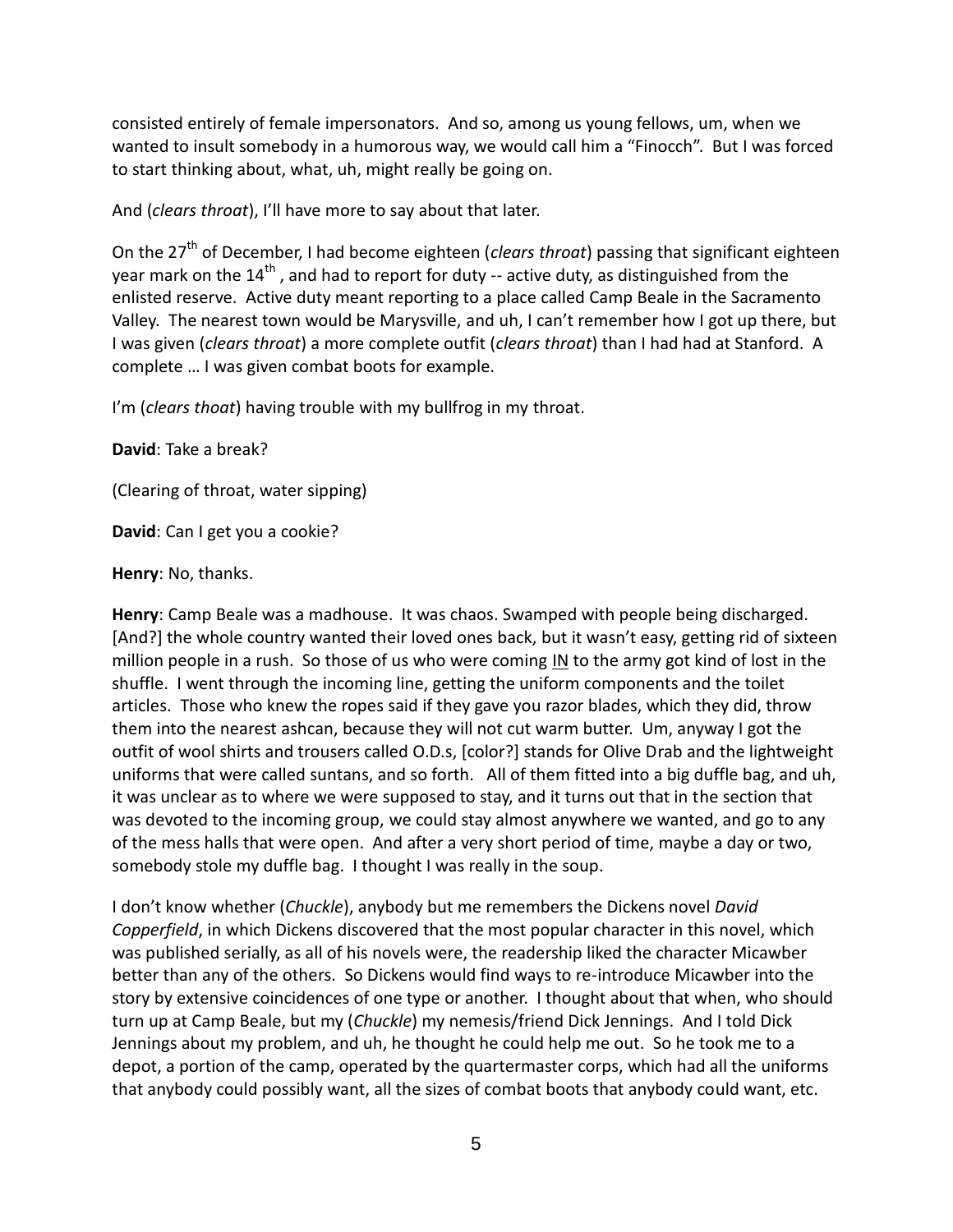consisted entirely of female impersonators. And so, among us young fellows, um, when we wanted to insult somebody in a humorous way, we would call him a "Finocch". But I was forced to start thinking about, what, uh, might really be going on.

And (*clears throat*), I'll have more to say about that later.

On the 27th of December, I had become eighteen (*clears throat*) passing that significant eighteen year mark on the 14th, and had to report for duty -- active duty, as distinguished from the enlisted reserve. Active duty meant reporting to a place called Camp Beale in the Sacramento Valley. The nearest town would be Marysville, and uh, I can't remember how I got up there, but I was given (*clears throat*) a more complete outfit (*clears throat*) than I had had at Stanford. A complete … I was given combat boots for example.

I'm (*clears thoat*) having trouble with my bullfrog in my throat.

**David**: Take a break?

(Clearing of throat, water sipping)

**David**: Can I get you a cookie?

**Henry**: No, thanks.

**Henry**: Camp Beale was a madhouse. It was chaos. Swamped with people being discharged. [And?] the whole country wanted their loved ones back, but it wasn't easy, getting rid of sixteen million people in a rush. So those of us who were coming <u>IN</u> to the army got kind of lost in the shuffle. I went through the incoming line, getting the uniform components and the toilet articles. Those who knew the ropes said if they gave you razor blades, which they did, throw them into the nearest ashcan, because they will not cut warm butter. Um, anyway I got the outfit of wool shirts and trousers called O.D.s, [color?] stands for Olive Drab and the lightweight uniforms that were called suntans, and so forth. All of them fitted into a big duffle bag, and uh, it was unclear as to where we were supposed to stay, and it turns out that in the section that was devoted to the incoming group, we could stay almost anywhere we wanted, and go to any of the mess halls that were open. And after a very short period of time, maybe a day or two, somebody stole my duffle bag. I thought I was really in the soup.

I don't know whether (*Chuckle*), anybody but me remembers the Dickens novel *David Copperfield*, in which Dickens discovered that the most popular character in this novel, which was published serially, as all of his novels were, the readership liked the character Micawber better than any of the others. So Dickens would find ways to re-introduce Micawber into the story by extensive coincidences of one type or another. I thought about that when, who should turn up at Camp Beale, but my (*Chuckle*) my nemesis/friend Dick Jennings. And I told Dick Jennings about my problem, and uh, he thought he could help me out. So he took me to a depot, a portion of the camp, operated by the quartermaster corps, which had all the uniforms that anybody could possibly want, all the sizes of combat boots that anybody could want, etc.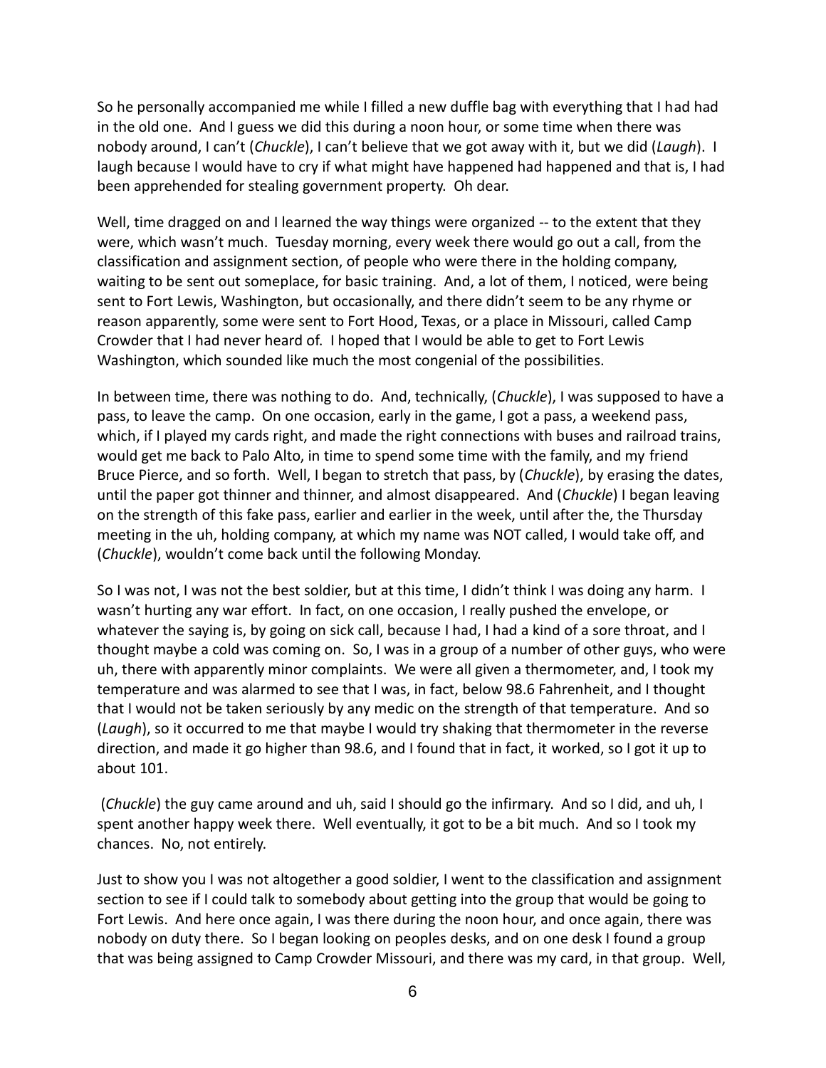So he personally accompanied me while I filled a new duffle bag with everything that I had had in the old one. And I guess we did this during a noon hour, or some time when there was nobody around, I can't (*Chuckle*), I can't believe that we got away with it, but we did (*Laugh*). I laugh because I would have to cry if what might have happened had happened and that is, I had been apprehended for stealing government property. Oh dear.

Well, time dragged on and I learned the way things were organized -- to the extent that they were, which wasn't much. Tuesday morning, every week there would go out a call, from the classification and assignment section, of people who were there in the holding company, waiting to be sent out someplace, for basic training. And, a lot of them, I noticed, were being sent to Fort Lewis, Washington, but occasionally, and there didn't seem to be any rhyme or reason apparently, some were sent to Fort Hood, Texas, or a place in Missouri, called Camp Crowder that I had never heard of. I hoped that I would be able to get to Fort Lewis Washington, which sounded like much the most congenial of the possibilities.

In between time, there was nothing to do. And, technically, (*Chuckle*), I was supposed to have a pass, to leave the camp. On one occasion, early in the game, I got a pass, a weekend pass, which, if I played my cards right, and made the right connections with buses and railroad trains, would get me back to Palo Alto, in time to spend some time with the family, and my friend Bruce Pierce, and so forth. Well, I began to stretch that pass, by (*Chuckle*), by erasing the dates, until the paper got thinner and thinner, and almost disappeared. And (*Chuckle*) I began leaving on the strength of this fake pass, earlier and earlier in the week, until after the, the Thursday meeting in the uh, holding company, at which my name was NOT called, I would take off, and (*Chuckle*), wouldn't come back until the following Monday.

So I was not, I was not the best soldier, but at this time, I didn't think I was doing any harm. I wasn't hurting any war effort. In fact, on one occasion, I really pushed the envelope, or whatever the saying is, by going on sick call, because I had, I had a kind of a sore throat, and I thought maybe a cold was coming on. So, I was in a group of a number of other guys, who were uh, there with apparently minor complaints. We were all given a thermometer, and, I took my temperature and was alarmed to see that I was, in fact, below 98.6 Fahrenheit, and I thought that I would not be taken seriously by any medic on the strength of that temperature. And so (*Laugh*), so it occurred to me that maybe I would try shaking that thermometer in the reverse direction, and made it go higher than 98.6, and I found that in fact, it worked, so I got it up to about 101.

(*Chuckle*) the guy came around and uh, said I should go the infirmary. And so I did, and uh, I spent another happy week there. Well eventually, it got to be a bit much. And so I took my chances. No, not entirely.

Just to show you I was not altogether a good soldier, I went to the classification and assignment section to see if I could talk to somebody about getting into the group that would be going to Fort Lewis. And here once again, I was there during the noon hour, and once again, there was nobody on duty there. So I began looking on peoples desks, and on one desk I found a group that was being assigned to Camp Crowder Missouri, and there was my card, in that group. Well,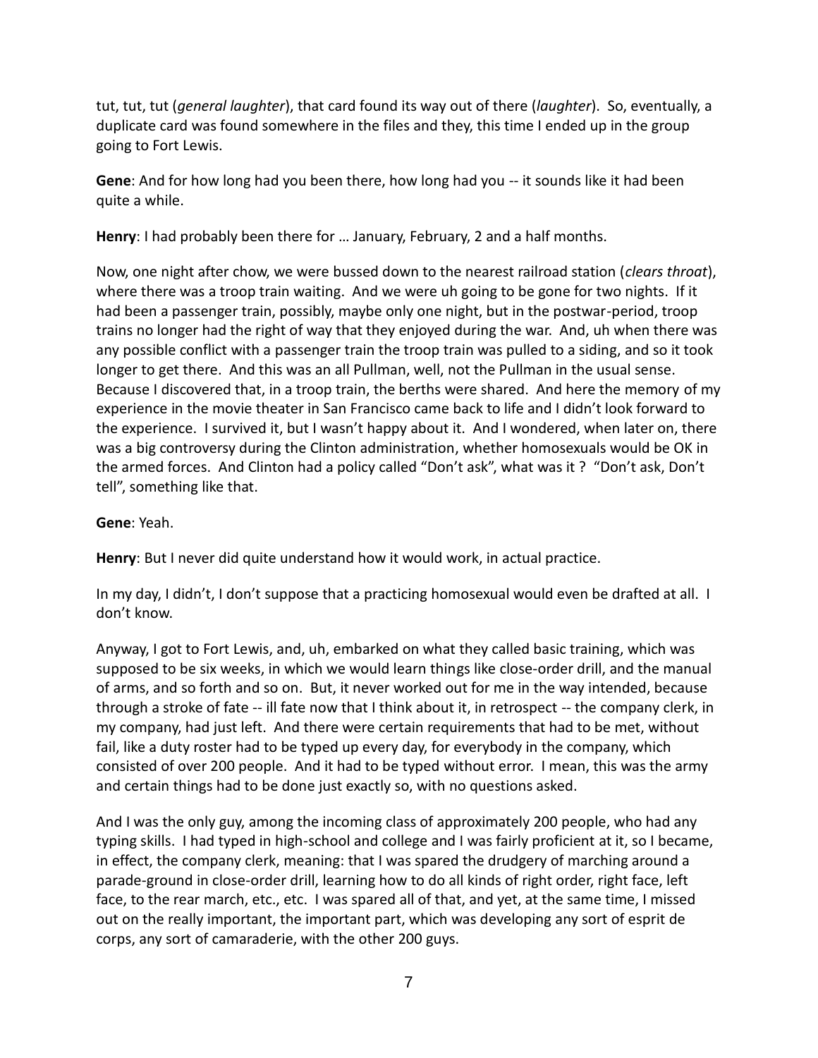tut, tut, tut (*general laughter*), that card found its way out of there (*laughter*). So, eventually, a duplicate card was found somewhere in the files and they, this time I ended up in the group going to Fort Lewis.

**Gene**: And for how long had you been there, how long had you -- it sounds like it had been quite a while.

**Henry**: I had probably been there for … January, February, 2 and a half months.

Now, one night after chow, we were bussed down to the nearest railroad station (*clears throat*), where there was a troop train waiting. And we were uh going to be gone for two nights. If it had been a passenger train, possibly, maybe only one night, but in the postwar-period, troop trains no longer had the right of way that they enjoyed during the war. And, uh when there was any possible conflict with a passenger train the troop train was pulled to a siding, and so it took longer to get there. And this was an all Pullman, well, not the Pullman in the usual sense. Because I discovered that, in a troop train, the berths were shared. And here the memory of my experience in the movie theater in San Francisco came back to life and I didn't look forward to the experience. I survived it, but I wasn't happy about it. And I wondered, when later on, there was a big controversy during the Clinton administration, whether homosexuals would be OK in the armed forces. And Clinton had a policy called "Don't ask", what was it ? "Don't ask, Don't tell", something like that.

**Gene**: Yeah.

**Henry**: But I never did quite understand how it would work, in actual practice.

In my day, I didn't, I don't suppose that a practicing homosexual would even be drafted at all. I don't know.

Anyway, I got to Fort Lewis, and, uh, embarked on what they called basic training, which was supposed to be six weeks, in which we would learn things like close-order drill, and the manual of arms, and so forth and so on. But, it never worked out for me in the way intended, because through a stroke of fate -- ill fate now that I think about it, in retrospect -- the company clerk, in my company, had just left. And there were certain requirements that had to be met, without fail, like a duty roster had to be typed up every day, for everybody in the company, which consisted of over 200 people. And it had to be typed without error. I mean, this was the army and certain things had to be done just exactly so, with no questions asked.

And I was the only guy, among the incoming class of approximately 200 people, who had any typing skills. I had typed in high-school and college and I was fairly proficient at it, so I became, in effect, the company clerk, meaning: that I was spared the drudgery of marching around a parade-ground in close-order drill, learning how to do all kinds of right order, right face, left face, to the rear march, etc., etc. I was spared all of that, and yet, at the same time, I missed out on the really important, the important part, which was developing any sort of esprit de corps, any sort of camaraderie, with the other 200 guys.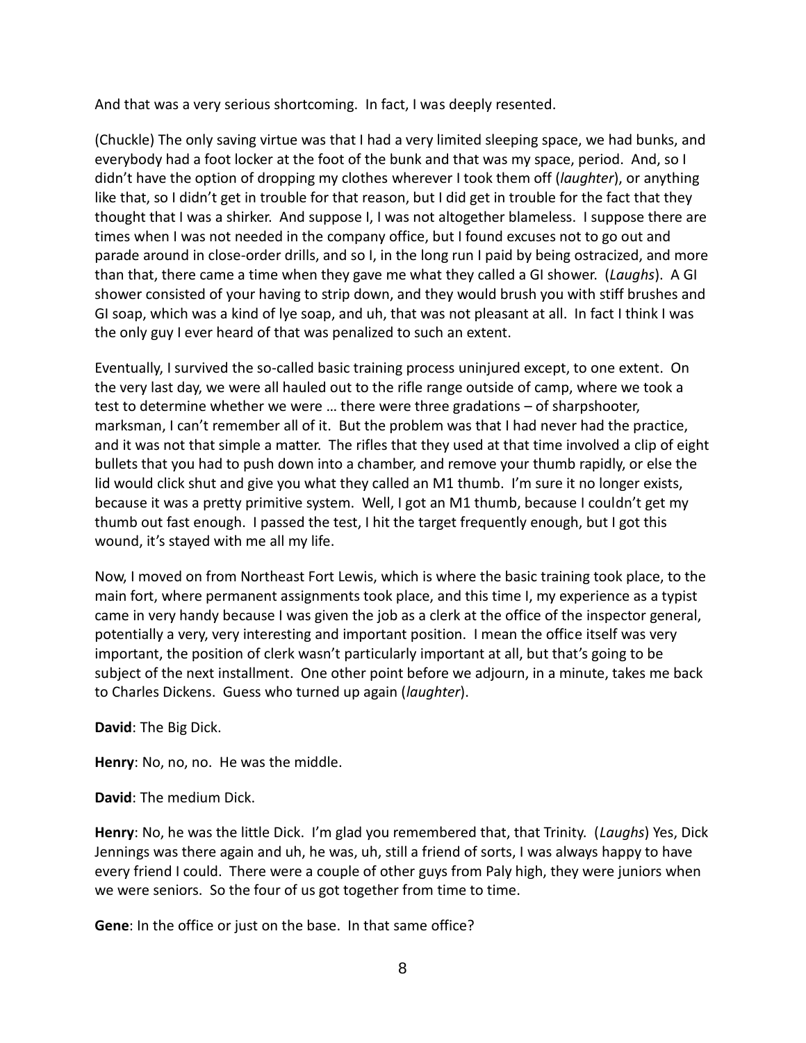And that was a very serious shortcoming. In fact, I was deeply resented.

(Chuckle) The only saving virtue was that I had a very limited sleeping space, we had bunks, and everybody had a foot locker at the foot of the bunk and that was my space, period. And, so I didn't have the option of dropping my clothes wherever I took them off (*laughter*), or anything like that, so I didn't get in trouble for that reason, but I did get in trouble for the fact that they thought that I was a shirker. And suppose I, I was not altogether blameless. I suppose there are times when I was not needed in the company office, but I found excuses not to go out and parade around in close-order drills, and so I, in the long run I paid by being ostracized, and more than that, there came a time when they gave me what they called a GI shower. (*Laughs*). A GI shower consisted of your having to strip down, and they would brush you with stiff brushes and GI soap, which was a kind of lye soap, and uh, that was not pleasant at all. In fact I think I was the only guy I ever heard of that was penalized to such an extent.

Eventually, I survived the so-called basic training process uninjured except, to one extent. On the very last day, we were all hauled out to the rifle range outside of camp, where we took a test to determine whether we were … there were three gradations – of sharpshooter, marksman, I can't remember all of it. But the problem was that I had never had the practice, and it was not that simple a matter. The rifles that they used at that time involved a clip of eight bullets that you had to push down into a chamber, and remove your thumb rapidly, or else the lid would click shut and give you what they called an M1 thumb. I'm sure it no longer exists, because it was a pretty primitive system. Well, I got an M1 thumb, because I couldn't get my thumb out fast enough. I passed the test, I hit the target frequently enough, but I got this wound, it's stayed with me all my life.

Now, I moved on from Northeast Fort Lewis, which is where the basic training took place, to the main fort, where permanent assignments took place, and this time I, my experience as a typist came in very handy because I was given the job as a clerk at the office of the inspector general, potentially a very, very interesting and important position. I mean the office itself was very important, the position of clerk wasn't particularly important at all, but that's going to be subject of the next installment. One other point before we adjourn, in a minute, takes me back to Charles Dickens. Guess who turned up again (*laughter*).

**David**: The Big Dick.

**Henry**: No, no, no. He was the middle.

**David**: The medium Dick.

**Henry**: No, he was the little Dick. I'm glad you remembered that, that Trinity. (*Laughs*) Yes, Dick Jennings was there again and uh, he was, uh, still a friend of sorts, I was always happy to have every friend I could. There were a couple of other guys from Paly high, they were juniors when we were seniors. So the four of us got together from time to time.

**Gene**: In the office or just on the base. In that same office?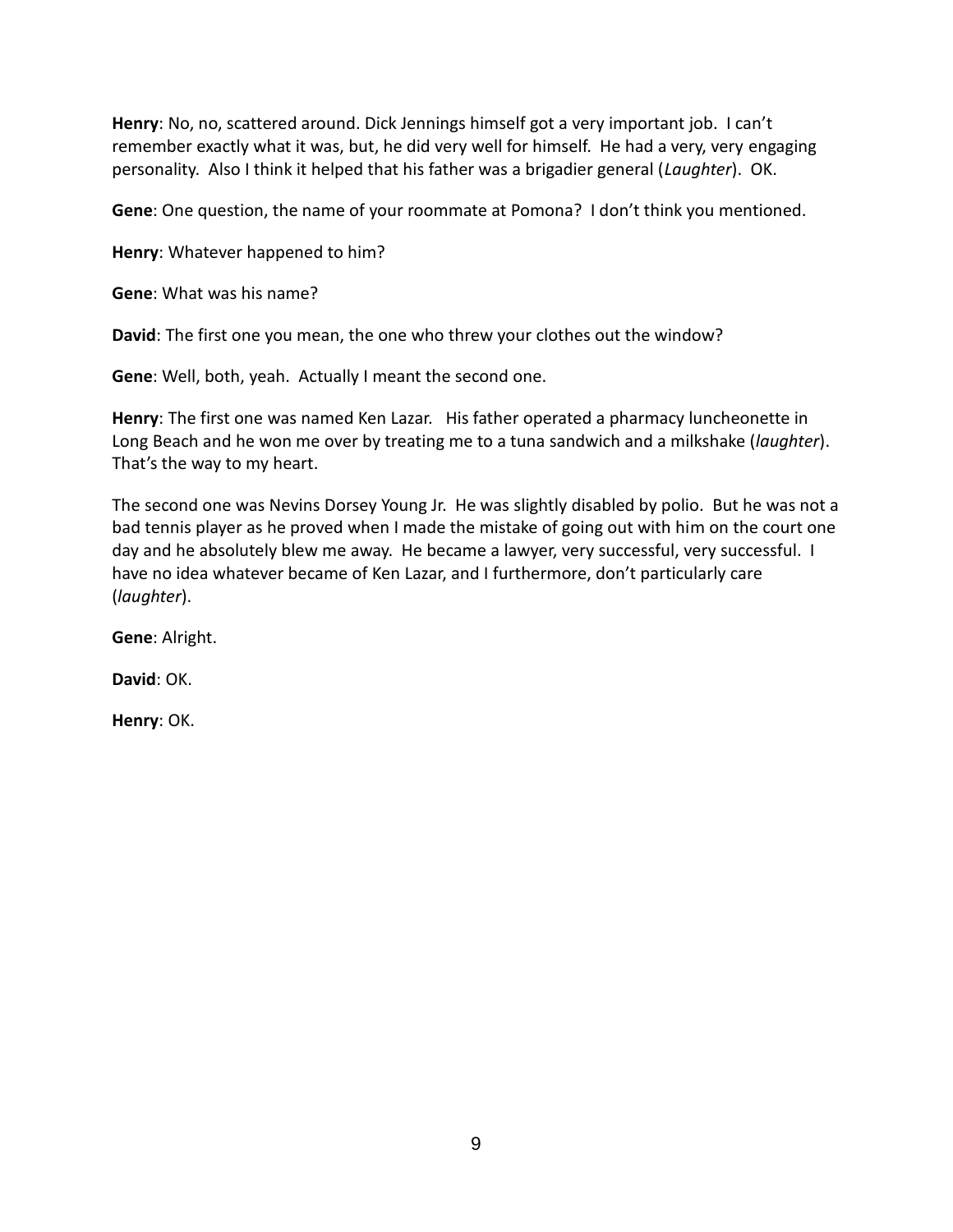**Henry**: No, no, scattered around. Dick Jennings himself got a very important job. I can't remember exactly what it was, but, he did very well for himself. He had a very, very engaging personality. Also I think it helped that his father was a brigadier general (*Laughter*). OK.

**Gene**: One question, the name of your roommate at Pomona? I don't think you mentioned.

**Henry**: Whatever happened to him?

**Gene**: What was his name?

**David**: The first one you mean, the one who threw your clothes out the window?

**Gene**: Well, both, yeah. Actually I meant the second one.

**Henry**: The first one was named Ken Lazar. His father operated a pharmacy luncheonette in Long Beach and he won me over by treating me to a tuna sandwich and a milkshake (*laughter*). That's the way to my heart.

The second one was Nevins Dorsey Young Jr. He was slightly disabled by polio. But he was not a bad tennis player as he proved when I made the mistake of going out with him on the court one day and he absolutely blew me away. He became a lawyer, very successful, very successful. I have no idea whatever became of Ken Lazar, and I furthermore, don't particularly care (*laughter*).

**Gene**: Alright.

**David**: OK.

**Henry**: OK.